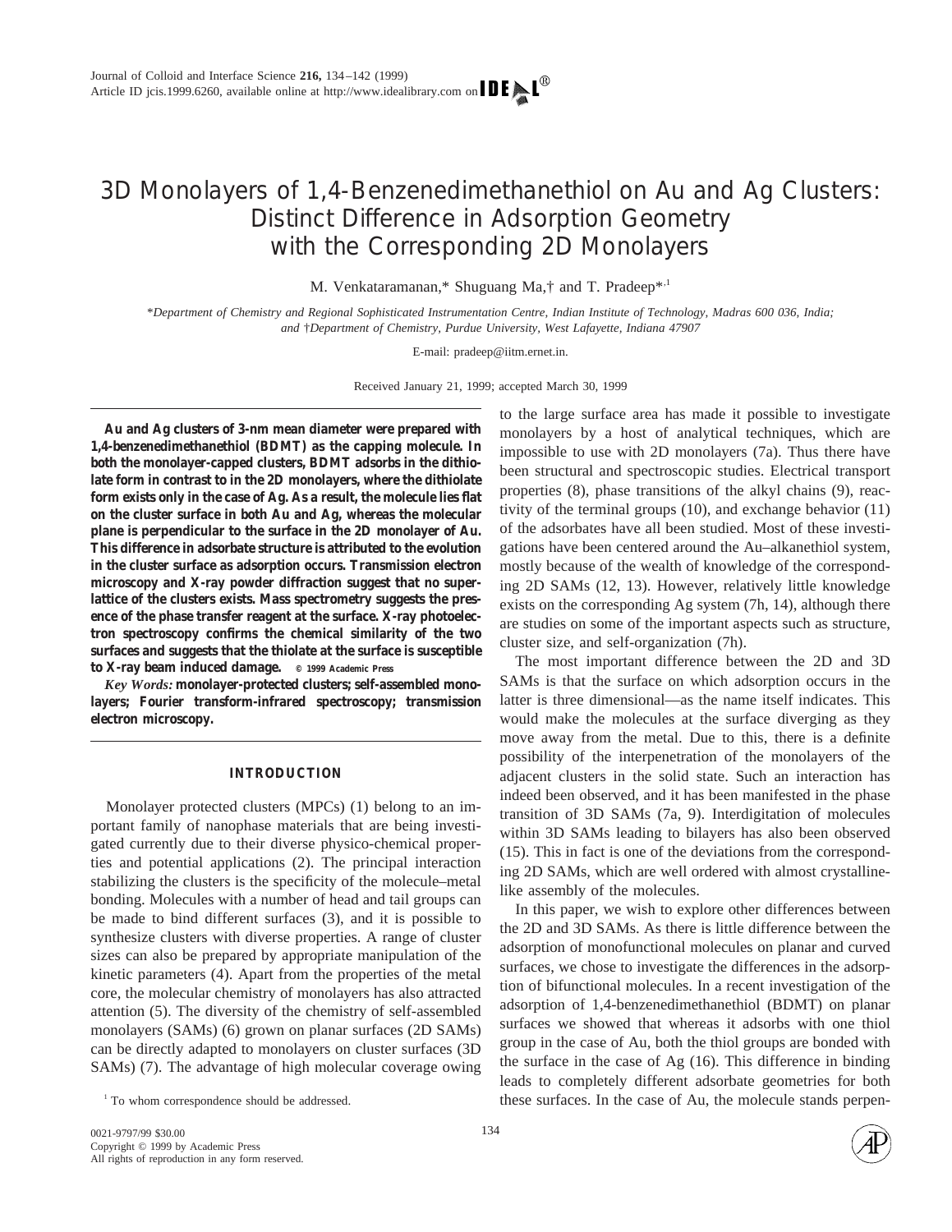# 3D Monolayers of 1,4-Benzenedimethanethiol on Au and Ag Clusters: Distinct Difference in Adsorption Geometry with the Corresponding 2D Monolayers

M. Venkataramanan,* Shuguang Ma,† and T. Pradeep*[1]

*Department of Chemistry and Regional Sophisticated Instrumentation Centre, Indian Institute of Technology, Madras 600 036, India; and †Department of Chemistry, Purdue University, West Lafayette, Indiana 47907*

E-mail: pradeep@iitm.ernet.in.

Received January 21, 1999; accepted March 30, 1999

**Au and Ag clusters of 3-nm mean diameter were prepared with 1,4-benzenedimethanethiol (BDMT) as the capping molecule. In both the monolayer-capped clusters, BDMT adsorbs in the dithiolate form in contrast to in the 2D monolayers, where the dithiolate form exists only in the case of Ag. As a result, the molecule lies flat on the cluster surface in both Au and Ag, whereas the molecular plane is perpendicular to the surface in the 2D monolayer of Au. This difference in adsorbate structure is attributed to the evolution in the cluster surface as adsorption occurs. Transmission electron microscopy and X-ray powder diffraction suggest that no superlattice of the clusters exists. Mass spectrometry suggests the presence of the phase transfer reagent at the surface. X-ray photoelectron spectroscopy confirms the chemical similarity of the two surfaces and suggests that the thiolate at the surface is susceptible to X-ray beam induced damage.** © 1999 Academic Press

*Key Words:* **monolayer-protected clusters; self-assembled monolayers; Fourier transform-infrared spectroscopy; transmission electron microscopy.**

## INTRODUCTION

Monolayer protected clusters (MPCs) (1) belong to an important family of nanophase materials that are being investigated currently due to their diverse physico-chemical properties and potential applications (2). The principal interaction stabilizing the clusters is the specificity of the molecule–metal bonding. Molecules with a number of head and tail groups can be made to bind different surfaces (3), and it is possible to synthesize clusters with diverse properties. A range of cluster sizes can also be prepared by appropriate manipulation of the kinetic parameters (4). Apart from the properties of the metal core, the molecular chemistry of monolayers has also attracted attention (5). The diversity of the chemistry of self-assembled monolayers (SAMs) (6) grown on planar surfaces (2D SAMs) can be directly adapted to monolayers on cluster surfaces (3D SAMs) (7). The advantage of high molecular coverage owing to the large surface area has made it possible to investigate monolayers by a host of analytical techniques, which are impossible to use with 2D monolayers (7a). Thus there have been structural and spectroscopic studies. Electrical transport properties (8), phase transitions of the alkyl chains (9), reactivity of the terminal groups (10), and exchange behavior (11) of the adsorbates have all been studied. Most of these investigations have been centered around the Au–alkanethiol system, mostly because of the wealth of knowledge of the corresponding 2D SAMs (12, 13). However, relatively little knowledge exists on the corresponding Ag system (7h, 14), although there are studies on some of the important aspects such as structure, cluster size, and self-organization (7h).

The most important difference between the 2D and 3D SAMs is that the surface on which adsorption occurs in the latter is three dimensional—as the name itself indicates. This would make the molecules at the surface diverging as they move away from the metal. Due to this, there is a definite possibility of the interpenetration of the monolayers of the adjacent clusters in the solid state. Such an interaction has indeed been observed, and it has been manifested in the phase transition of 3D SAMs (7a, 9). Interdigitation of molecules within 3D SAMs leading to bilayers has also been observed (15). This in fact is one of the deviations from the corresponding 2D SAMs, which are well ordered with almost crystalline-like assembly of the molecules.

In this paper, we wish to explore other differences between the 2D and 3D SAMs. As there is little difference between the adsorption of monofunctional molecules on planar and curved surfaces, we chose to investigate the differences in the adsorption of bifunctional molecules. In a recent investigation of the adsorption of 1,4-benzenedimethanethiol (BDMT) on planar surfaces we showed that whereas it adsorbs with one thiol group in the case of Au, both the thiol groups are bonded with the surface in the case of Ag (16). This difference in binding leads to completely different adsorbate geometries for both these surfaces. In the case of Au, the molecule stands perpen-

[1] To whom correspondence should be addressed.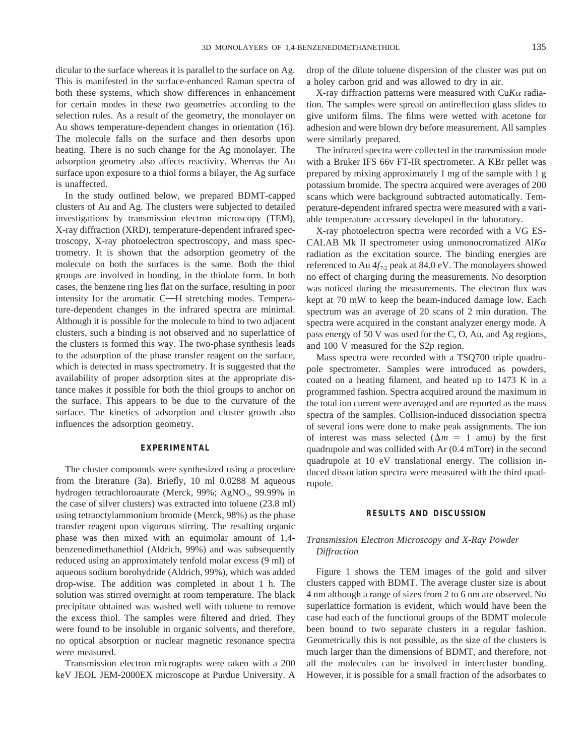dicular to the surface whereas it is parallel to the surface on Ag. This is manifested in the surface-enhanced Raman spectra of both these systems, which show differences in enhancement for certain modes in these two geometries according to the selection rules. As a result of the geometry, the monolayer on Au shows temperature-dependent changes in orientation (16). The molecule falls on the surface and then desorbs upon heating. There is no such change for the Ag monolayer. The adsorption geometry also affects reactivity. Whereas the Au surface upon exposure to a thiol forms a bilayer, the Ag surface is unaffected.

In the study outlined below, we prepared BDMT-capped clusters of Au and Ag. The clusters were subjected to detailed investigations by transmission electron microscopy (TEM), X-ray diffraction (XRD), temperature-dependent infrared spectroscopy, X-ray photoelectron spectroscopy, and mass spectrometry. It is shown that the adsorption geometry of the molecule on both the surfaces is the same. Both the thiol groups are involved in bonding, in the thiolate form. In both cases, the benzene ring lies flat on the surface, resulting in poor intensity for the aromatic C—H stretching modes. Temperature-dependent changes in the infrared spectra are minimal. Although it is possible for the molecule to bind to two adjacent clusters, such a binding is not observed and no superlattice of the clusters is formed this way. The two-phase synthesis leads to the adsorption of the phase transfer reagent on the surface, which is detected in mass spectrometry. It is suggested that the availability of proper adsorption sites at the appropriate distance makes it possible for both the thiol groups to anchor on the surface. This appears to be due to the curvature of the surface. The kinetics of adsorption and cluster growth also influences the adsorption geometry.

## EXPERIMENTAL

The cluster compounds were synthesized using a procedure from the literature (3a). Briefly, 10 ml 0.0288 M aqueous hydrogen tetrachloroaurate (Merck, 99%; $AgNO_3$, 99.99% in the case of silver clusters) was extracted into toluene (23.8 ml) using tetraoctylammonium bromide (Merck, 98%) as the phase transfer reagent upon vigorous stirring. The resulting organic phase was then mixed with an equimolar amount of 1,4-benzenedimethanethiol (Aldrich, 99%) and was subsequently reduced using an approximately tenfold molar excess (9 ml) of aqueous sodium borohydride (Aldrich, 99%), which was added drop-wise. The addition was completed in about 1 h. The solution was stirred overnight at room temperature. The black precipitate obtained was washed well with toluene to remove the excess thiol. The samples were filtered and dried. They were found to be insoluble in organic solvents, and therefore, no optical absorption or nuclear magnetic resonance spectra were measured.

Transmission electron micrographs were taken with a 200 keV JEOL JEM-2000EX microscope at Purdue University. A drop of the dilute toluene dispersion of the cluster was put on a holey carbon grid and was allowed to dry in air.

X-ray diffraction patterns were measured with Cu$K\alpha$ radiation. The samples were spread on antireflection glass slides to give uniform films. The films were wetted with acetone for adhesion and were blown dry before measurement. All samples were similarly prepared.

The infrared spectra were collected in the transmission mode with a Bruker IFS 66v FT-IR spectrometer. A KBr pellet was prepared by mixing approximately 1 mg of the sample with 1 g potassium bromide. The spectra acquired were averages of 200 scans which were background subtracted automatically. Temperature-dependent infrared spectra were measured with a variable temperature accessory developed in the laboratory.

X-ray photoelectron spectra were recorded with a VG ESCALAB Mk II spectrometer using unmonocromatized Al$K\alpha$ radiation as the excitation source. The binding energies are referenced to Au $4f_{7/2}$ peak at 84.0 eV. The monolayers showed no effect of charging during the measurements. No desorption was noticed during the measurements. The electron flux was kept at 70 mW to keep the beam-induced damage low. Each spectrum was an average of 20 scans of 2 min duration. The spectra were acquired in the constant analyzer energy mode. A pass energy of 50 V was used for the C, O, Au, and Ag regions, and 100 V measured for the S2*p* region.

Mass spectra were recorded with a TSQ700 triple quadrupole spectrometer. Samples were introduced as powders, coated on a heating filament, and heated up to 1473 K in a programmed fashion. Spectra acquired around the maximum in the total ion current were averaged and are reported as the mass spectra of the samples. Collision-induced dissociation spectra of several ions were done to make peak assignments. The ion of interest was mass selected ($\Delta m = 1$ amu) by the first quadrupole and was collided with Ar (0.4 mTorr) in the second quadrupole at 10 eV translational energy. The collision induced dissociation spectra were measured with the third quadrupole.

## RESULTS AND DISCUSSION

### *Transmission Electron Microscopy and X-Ray Powder Diffraction*

Figure 1 shows the TEM images of the gold and silver clusters capped with BDMT. The average cluster size is about 4 nm although a range of sizes from 2 to 6 nm are observed. No superlattice formation is evident, which would have been the case had each of the functional groups of the BDMT molecule been bound to two separate clusters in a regular fashion. Geometrically this is not possible, as the size of the clusters is much larger than the dimensions of BDMT, and therefore, not all the molecules can be involved in intercluster bonding. However, it is possible for a small fraction of the adsorbates to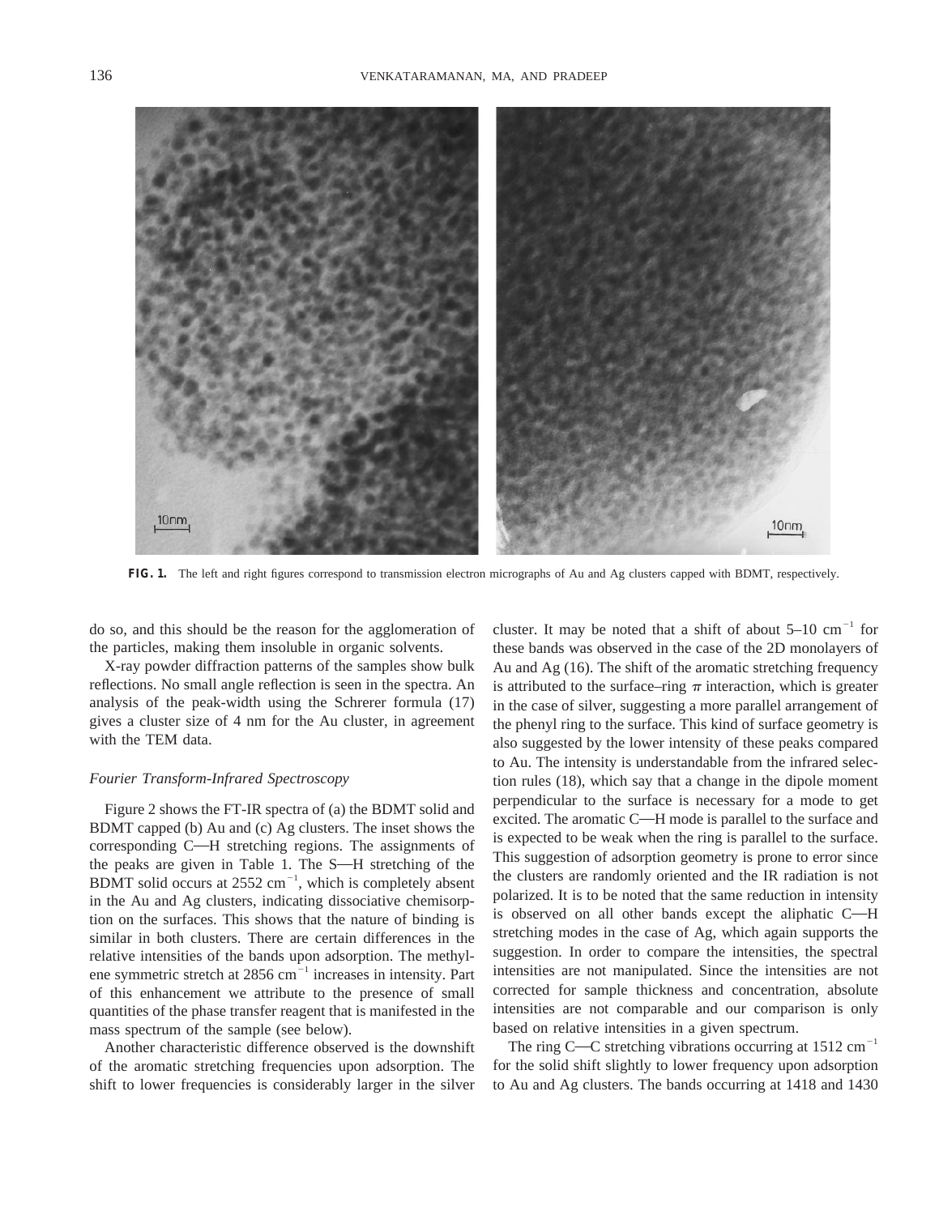FIG. 1. The left and right figures correspond to transmission electron micrographs of Au and Ag clusters capped with BDMT, respectively.

do so, and this should be the reason for the agglomeration of the particles, making them insoluble in organic solvents.

X-ray powder diffraction patterns of the samples show bulk reflections. No small angle reflection is seen in the spectra. An analysis of the peak-width using the Schrerer formula (17) gives a cluster size of 4 nm for the Au cluster, in agreement with the TEM data.

*Fourier Transform-Infrared Spectroscopy*

Figure 2 shows the FT-IR spectra of (a) the BDMT solid and BDMT capped (b) Au and (c) Ag clusters. The inset shows the corresponding C—H stretching regions. The assignments of the peaks are given in Table 1. The S—H stretching of the BDMT solid occurs at 2552 $cm^{-1}$, which is completely absent in the Au and Ag clusters, indicating dissociative chemisorption on the surfaces. This shows that the nature of binding is similar in both clusters. There are certain differences in the relative intensities of the bands upon adsorption. The methylene symmetric stretch at 2856 $cm^{-1}$ increases in intensity. Part of this enhancement we attribute to the presence of small quantities of the phase transfer reagent that is manifested in the mass spectrum of the sample (see below).

Another characteristic difference observed is the downshift of the aromatic stretching frequencies upon adsorption. The shift to lower frequencies is considerably larger in the silver cluster. It may be noted that a shift of about 5–10 $cm^{-1}$ for these bands was observed in the case of the 2D monolayers of Au and Ag (16). The shift of the aromatic stretching frequency is attributed to the surface–ring $\pi$ interaction, which is greater in the case of silver, suggesting a more parallel arrangement of the phenyl ring to the surface. This kind of surface geometry is also suggested by the lower intensity of these peaks compared to Au. The intensity is understandable from the infrared selection rules (18), which say that a change in the dipole moment perpendicular to the surface is necessary for a mode to get excited. The aromatic C—H mode is parallel to the surface and is expected to be weak when the ring is parallel to the surface. This suggestion of adsorption geometry is prone to error since the clusters are randomly oriented and the IR radiation is not polarized. It is to be noted that the same reduction in intensity is observed on all other bands except the aliphatic C—H stretching modes in the case of Ag, which again supports the suggestion. In order to compare the intensities, the spectral intensities are not manipulated. Since the intensities are not corrected for sample thickness and concentration, absolute intensities are not comparable and our comparison is only based on relative intensities in a given spectrum.

The ring C—C stretching vibrations occurring at 1512 $cm^{-1}$ for the solid shift slightly to lower frequency upon adsorption to Au and Ag clusters. The bands occurring at 1418 and 1430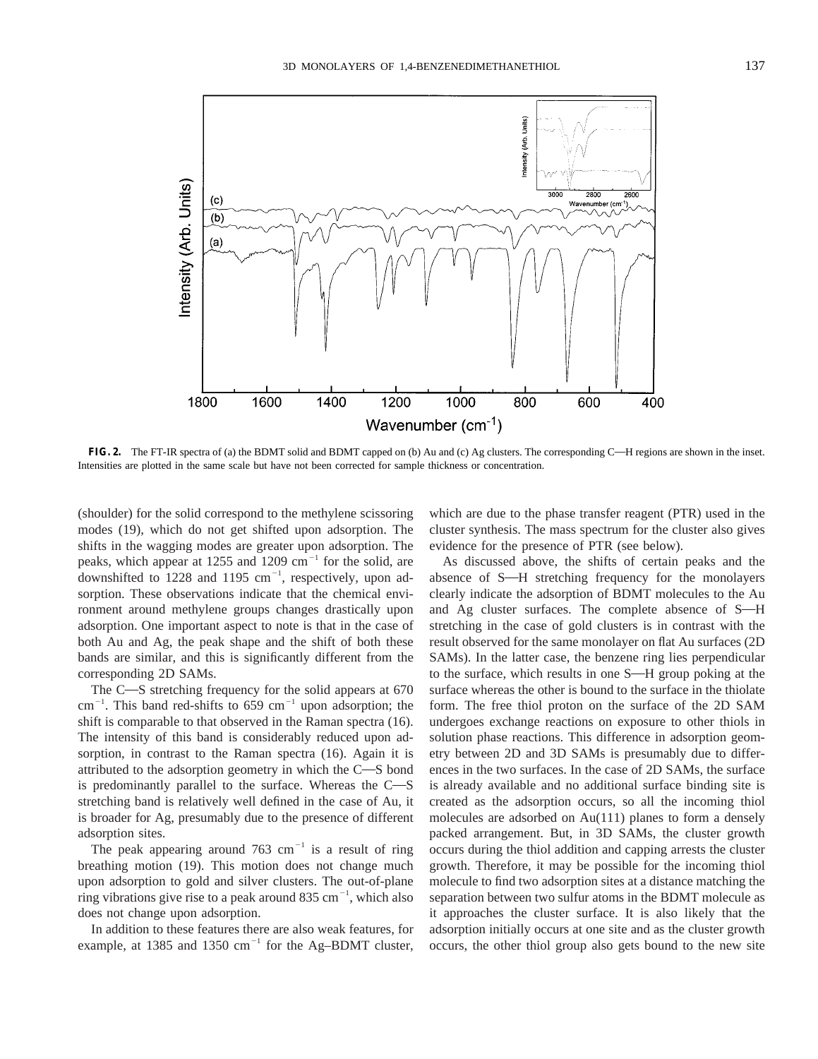**FIG. 2.** The FT-IR spectra of (a) the BDMT solid and BDMT capped on (b) Au and (c) Ag clusters. The corresponding C—H regions are shown in the inset. Intensities are plotted in the same scale but have not been corrected for sample thickness or concentration.

(shoulder) for the solid correspond to the methylene scissoring modes (19), which do not get shifted upon adsorption. The shifts in the wagging modes are greater upon adsorption. The peaks, which appear at 1255 and 1209 $cm^{-1}$ for the solid, are downshifted to 1228 and 1195 $cm^{-1}$, respectively, upon adsorption. These observations indicate that the chemical environment around methylene groups changes drastically upon adsorption. One important aspect to note is that in the case of both Au and Ag, the peak shape and the shift of both these bands are similar, and this is significantly different from the corresponding 2D SAMs.

The C—S stretching frequency for the solid appears at 670 $cm^{-1}$. This band red-shifts to 659 $cm^{-1}$ upon adsorption; the shift is comparable to that observed in the Raman spectra (16). The intensity of this band is considerably reduced upon adsorption, in contrast to the Raman spectra (16). Again it is attributed to the adsorption geometry in which the C—S bond is predominantly parallel to the surface. Whereas the C—S stretching band is relatively well defined in the case of Au, it is broader for Ag, presumably due to the presence of different adsorption sites.

The peak appearing around 763 $cm^{-1}$ is a result of ring breathing motion (19). This motion does not change much upon adsorption to gold and silver clusters. The out-of-plane ring vibrations give rise to a peak around 835 $cm^{-1}$, which also does not change upon adsorption.

In addition to these features there are also weak features, for example, at 1385 and 1350 $cm^{-1}$ for the Ag–BDMT cluster, which are due to the phase transfer reagent (PTR) used in the cluster synthesis. The mass spectrum for the cluster also gives evidence for the presence of PTR (see below).

As discussed above, the shifts of certain peaks and the absence of S—H stretching frequency for the monolayers clearly indicate the adsorption of BDMT molecules to the Au and Ag cluster surfaces. The complete absence of S—H stretching in the case of gold clusters is in contrast with the result observed for the same monolayer on flat Au surfaces (2D SAMs). In the latter case, the benzene ring lies perpendicular to the surface, which results in one S—H group poking at the surface whereas the other is bound to the surface in the thiolate form. The free thiol proton on the surface of the 2D SAM undergoes exchange reactions on exposure to other thiols in solution phase reactions. This difference in adsorption geometry between 2D and 3D SAMs is presumably due to differences in the two surfaces. In the case of 2D SAMs, the surface is already available and no additional surface binding site is created as the adsorption occurs, so all the incoming thiol molecules are adsorbed on Au(111) planes to form a densely packed arrangement. But, in 3D SAMs, the cluster growth occurs during the thiol addition and capping arrests the cluster growth. Therefore, it may be possible for the incoming thiol molecule to find two adsorption sites at a distance matching the separation between two sulfur atoms in the BDMT molecule as it approaches the cluster surface. It is also likely that the adsorption initially occurs at one site and as the cluster growth occurs, the other thiol group also gets bound to the new site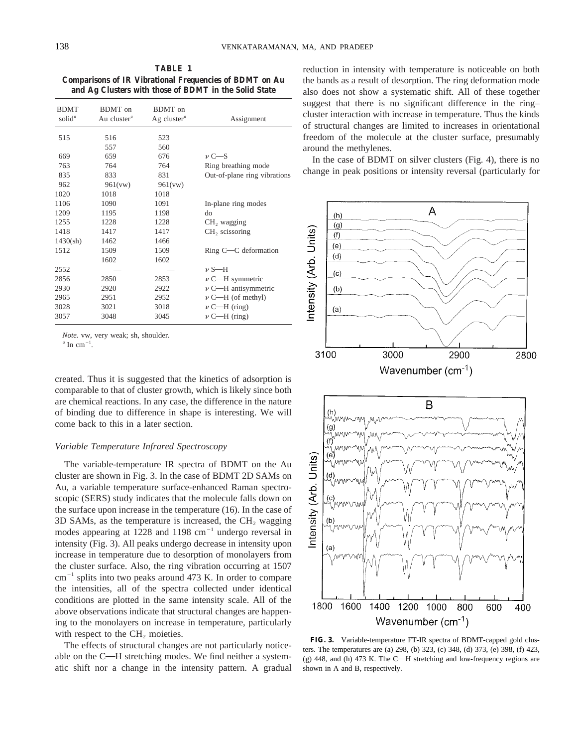**TABLE 1**
**Comparisons of IR Vibrational Frequencies of BDMT on Au and Ag Clusters with those of BDMT in the Solid State**

| BDMT solid[a] | BDMT on Au cluster[a] | BDMT on Ag cluster[a] | Assignment |
|---|---|---|---|
| 515 | 516 | 523 | |
| | 557 | 560 | |
| 669 | 659 | 676 | $\nu$ C—S |
| 763 | 764 | 764 | Ring breathing mode |
| 835 | 833 | 831 | Out-of-plane ring vibrations |
| 962 | 961(vw) | 961(vw) | |
| 1020 | 1018 | 1018 | |
| 1106 | 1090 | 1091 | In-plane ring modes |
| 1209 | 1195 | 1198 | do |
| 1255 | 1228 | 1228 | $CH_2$ wagging |
| 1418 | 1417 | 1417 | $CH_2$ scissoring |
| 1430(sh) | 1462 | 1466 | |
| 1512 | 1509 | 1509 | Ring C—C deformation |
| | 1602 | 1602 | |
| 2552 | — | — | $\nu$ S—H |
| 2856 | 2850 | 2853 | $\nu$ C—H symmetric |
| 2930 | 2920 | 2922 | $\nu$ C—H antisymmetric |
| 2965 | 2951 | 2952 | $\nu$ C—H (of methyl) |
| 3028 | 3021 | 3018 | $\nu$ C—H (ring) |
| 3057 | 3048 | 3045 | $\nu$ C—H (ring) |

*Note.* vw, very weak; sh, shoulder.
[a] In $cm^{-1}$.

created. Thus it is suggested that the kinetics of adsorption is comparable to that of cluster growth, which is likely since both are chemical reactions. In any case, the difference in the nature of binding due to difference in shape is interesting. We will come back to this in a later section.

### *Variable Temperature Infrared Spectroscopy*

The variable-temperature IR spectra of BDMT on the Au cluster are shown in Fig. 3. In the case of BDMT 2D SAMs on Au, a variable temperature surface-enhanced Raman spectroscopic (SERS) study indicates that the molecule falls down on the surface upon increase in the temperature (16). In the case of 3D SAMs, as the temperature is increased, the $CH_2$ wagging modes appearing at 1228 and 1198 $cm^{-1}$ undergo reversal in intensity (Fig. 3). All peaks undergo decrease in intensity upon increase in temperature due to desorption of monolayers from the cluster surface. Also, the ring vibration occurring at 1507 $cm^{-1}$ splits into two peaks around 473 K. In order to compare the intensities, all of the spectra collected under identical conditions are plotted in the same intensity scale. All of the above observations indicate that structural changes are happening to the monolayers on increase in temperature, particularly with respect to the $CH_2$ moieties.

The effects of structural changes are not particularly noticeable on the C—H stretching modes. We find neither a systematic shift nor a change in the intensity pattern. A gradual reduction in intensity with temperature is noticeable on both the bands as a result of desorption. The ring deformation mode also does not show a systematic shift. All of these together suggest that there is no significant difference in the ring–cluster interaction with increase in temperature. Thus the kinds of structural changes are limited to increases in orientational freedom of the molecule at the cluster surface, presumably around the methylenes.

In the case of BDMT on silver clusters (Fig. 4), there is no change in peak positions or intensity reversal (particularly for

**FIG. 3.** Variable-temperature FT-IR spectra of BDMT-capped gold clusters. The temperatures are (a) 298, (b) 323, (c) 348, (d) 373, (e) 398, (f) 423, (g) 448, and (h) 473 K. The C—H stretching and low-frequency regions are shown in A and B, respectively.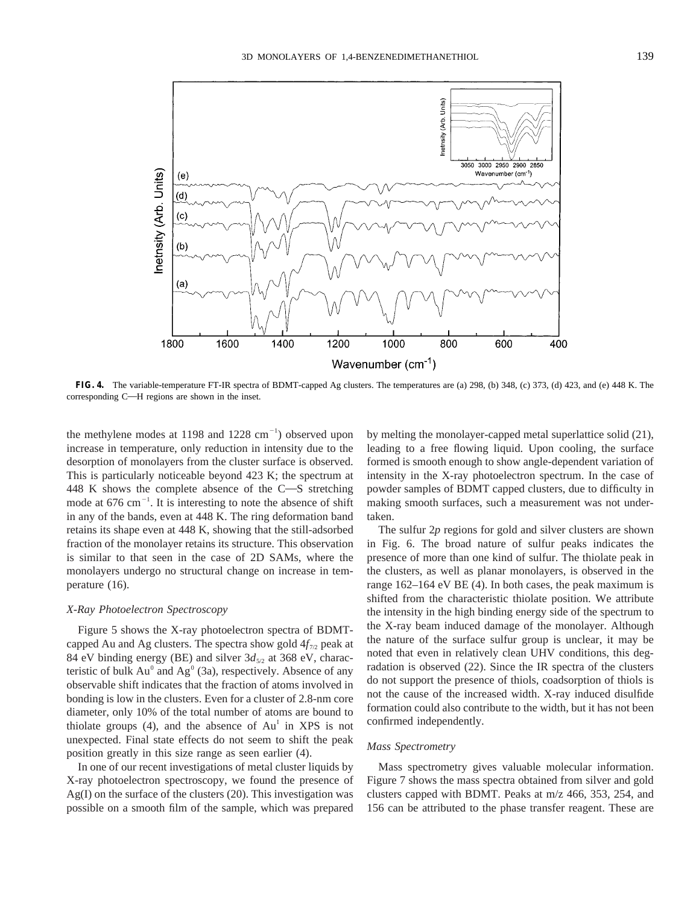**FIG. 4.** The variable-temperature FT-IR spectra of BDMT-capped Ag clusters. The temperatures are (a) 298, (b) 348, (c) 373, (d) 423, and (e) 448 K. The corresponding C—H regions are shown in the inset.

the methylene modes at 1198 and 1228 $cm^{-1}$) observed upon increase in temperature, only reduction in intensity due to the desorption of monolayers from the cluster surface is observed. This is particularly noticeable beyond 423 K; the spectrum at 448 K shows the complete absence of the C—S stretching mode at 676 $cm^{-1}$. It is interesting to note the absence of shift in any of the bands, even at 448 K. The ring deformation band retains its shape even at 448 K, showing that the still-adsorbed fraction of the monolayer retains its structure. This observation is similar to that seen in the case of 2D SAMs, where the monolayers undergo no structural change on increase in temperature (16).

### *X-Ray Photoelectron Spectroscopy*

Figure 5 shows the X-ray photoelectron spectra of BDMT-capped Au and Ag clusters. The spectra show gold $4f_{7/2}$ peak at 84 eV binding energy (BE) and silver $3d_{5/2}$ at 368 eV, characteristic of bulk $Au^0$ and $Ag^0$ (3a), respectively. Absence of any observable shift indicates that the fraction of atoms involved in bonding is low in the clusters. Even for a cluster of 2.8-nm core diameter, only 10% of the total number of atoms are bound to thiolate groups (4), and the absence of $Au^I$ in XPS is not unexpected. Final state effects do not seem to shift the peak position greatly in this size range as seen earlier (4).

In one of our recent investigations of metal cluster liquids by X-ray photoelectron spectroscopy, we found the presence of Ag(I) on the surface of the clusters (20). This investigation was possible on a smooth film of the sample, which was prepared by melting the monolayer-capped metal superlattice solid (21), leading to a free flowing liquid. Upon cooling, the surface formed is smooth enough to show angle-dependent variation of intensity in the X-ray photoelectron spectrum. In the case of powder samples of BDMT capped clusters, due to difficulty in making smooth surfaces, such a measurement was not undertaken.

The sulfur 2*p* regions for gold and silver clusters are shown in Fig. 6. The broad nature of sulfur peaks indicates the presence of more than one kind of sulfur. The thiolate peak in the clusters, as well as planar monolayers, is observed in the range 162–164 eV BE (4). In both cases, the peak maximum is shifted from the characteristic thiolate position. We attribute the intensity in the high binding energy side of the spectrum to the X-ray beam induced damage of the monolayer. Although the nature of the surface sulfur group is unclear, it may be noted that even in relatively clean UHV conditions, this degradation is observed (22). Since the IR spectra of the clusters do not support the presence of thiols, coadsorption of thiols is not the cause of the increased width. X-ray induced disulfide formation could also contribute to the width, but it has not been confirmed independently.

### *Mass Spectrometry*

Mass spectrometry gives valuable molecular information. Figure 7 shows the mass spectra obtained from silver and gold clusters capped with BDMT. Peaks at m/z 466, 353, 254, and 156 can be attributed to the phase transfer reagent. These are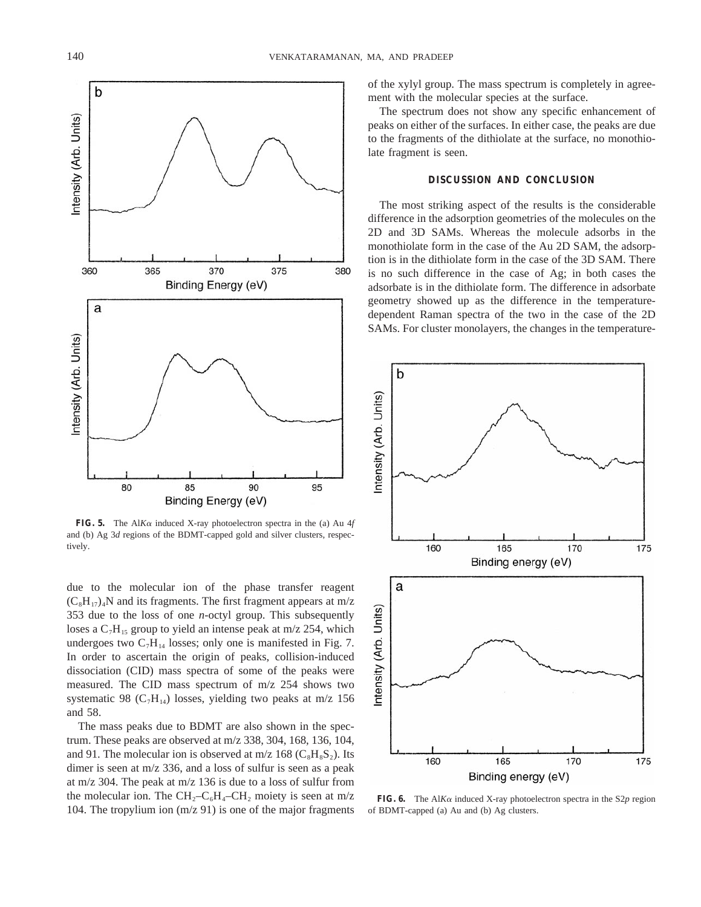FIG. 5. The Al$K\alpha$ induced X-ray photoelectron spectra in the (a) Au 4*f* and (b) Ag 3*d* regions of the BDMT-capped gold and silver clusters, respectively.

due to the molecular ion of the phase transfer reagent $(C_8H_{17})_4N$ and its fragments. The first fragment appears at m/z 353 due to the loss of one *n*-octyl group. This subsequently loses a $C_7H_{15}$ group to yield an intense peak at m/z 254, which undergoes two $C_7H_{14}$ losses; only one is manifested in Fig. 7. In order to ascertain the origin of peaks, collision-induced dissociation (CID) mass spectra of some of the peaks were measured. The CID mass spectrum of m/z 254 shows two systematic 98 ($C_7H_{14}$) losses, yielding two peaks at m/z 156 and 58.

The mass peaks due to BDMT are also shown in the spectrum. These peaks are observed at m/z 338, 304, 168, 136, 104, and 91. The molecular ion is observed at m/z 168 ($C_8H_8S_2$). Its dimer is seen at m/z 336, and a loss of sulfur is seen as a peak at m/z 304. The peak at m/z 136 is due to a loss of sulfur from the molecular ion. The $CH_2$–$C_6H_4$–$CH_2$ moiety is seen at m/z 104. The tropylium ion (m/z 91) is one of the major fragments of the xylyl group. The mass spectrum is completely in agreement with the molecular species at the surface.

The spectrum does not show any specific enhancement of peaks on either of the surfaces. In either case, the peaks are due to the fragments of the dithiolate at the surface, no monothiolate fragment is seen.

## DISCUSSION AND CONCLUSION

The most striking aspect of the results is the considerable difference in the adsorption geometries of the molecules on the 2D and 3D SAMs. Whereas the molecule adsorbs in the monothiolate form in the case of the Au 2D SAM, the adsorption is in the dithiolate form in the case of the 3D SAM. There is no such difference in the case of Ag; in both cases the adsorbate is in the dithiolate form. The difference in adsorbate geometry showed up as the difference in the temperature-dependent Raman spectra of the two in the case of the 2D SAMs. For cluster monolayers, the changes in the temperature-

FIG. 6. The Al$K\alpha$ induced X-ray photoelectron spectra in the S2*p* region of BDMT-capped (a) Au and (b) Ag clusters.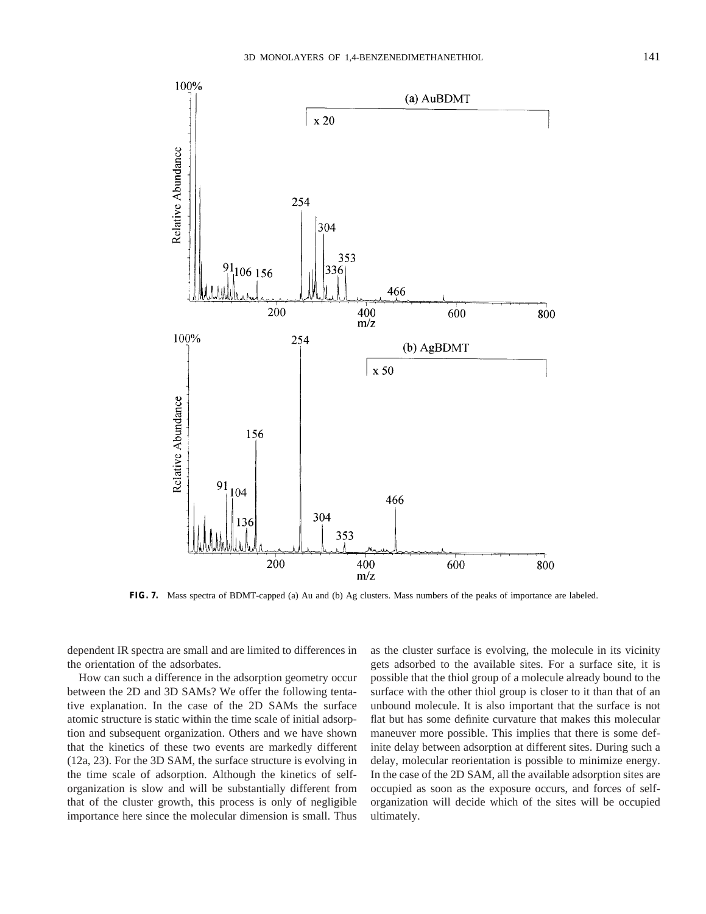FIG. 7. Mass spectra of BDMT-capped (a) Au and (b) Ag clusters. Mass numbers of the peaks of importance are labeled.

dependent IR spectra are small and are limited to differences in the orientation of the adsorbates.

How can such a difference in the adsorption geometry occur between the 2D and 3D SAMs? We offer the following tentative explanation. In the case of the 2D SAMs the surface atomic structure is static within the time scale of initial adsorption and subsequent organization. Others and we have shown that the kinetics of these two events are markedly different (12a, 23). For the 3D SAM, the surface structure is evolving in the time scale of adsorption. Although the kinetics of self-organization is slow and will be substantially different from that of the cluster growth, this process is only of negligible importance here since the molecular dimension is small. Thus as the cluster surface is evolving, the molecule in its vicinity gets adsorbed to the available sites. For a surface site, it is possible that the thiol group of a molecule already bound to the surface with the other thiol group is closer to it than that of an unbound molecule. It is also important that the surface is not flat but has some definite curvature that makes this molecular maneuver more possible. This implies that there is some definite delay between adsorption at different sites. During such a delay, molecular reorientation is possible to minimize energy. In the case of the 2D SAM, all the available adsorption sites are occupied as soon as the exposure occurs, and forces of self-organization will decide which of the sites will be occupied ultimately.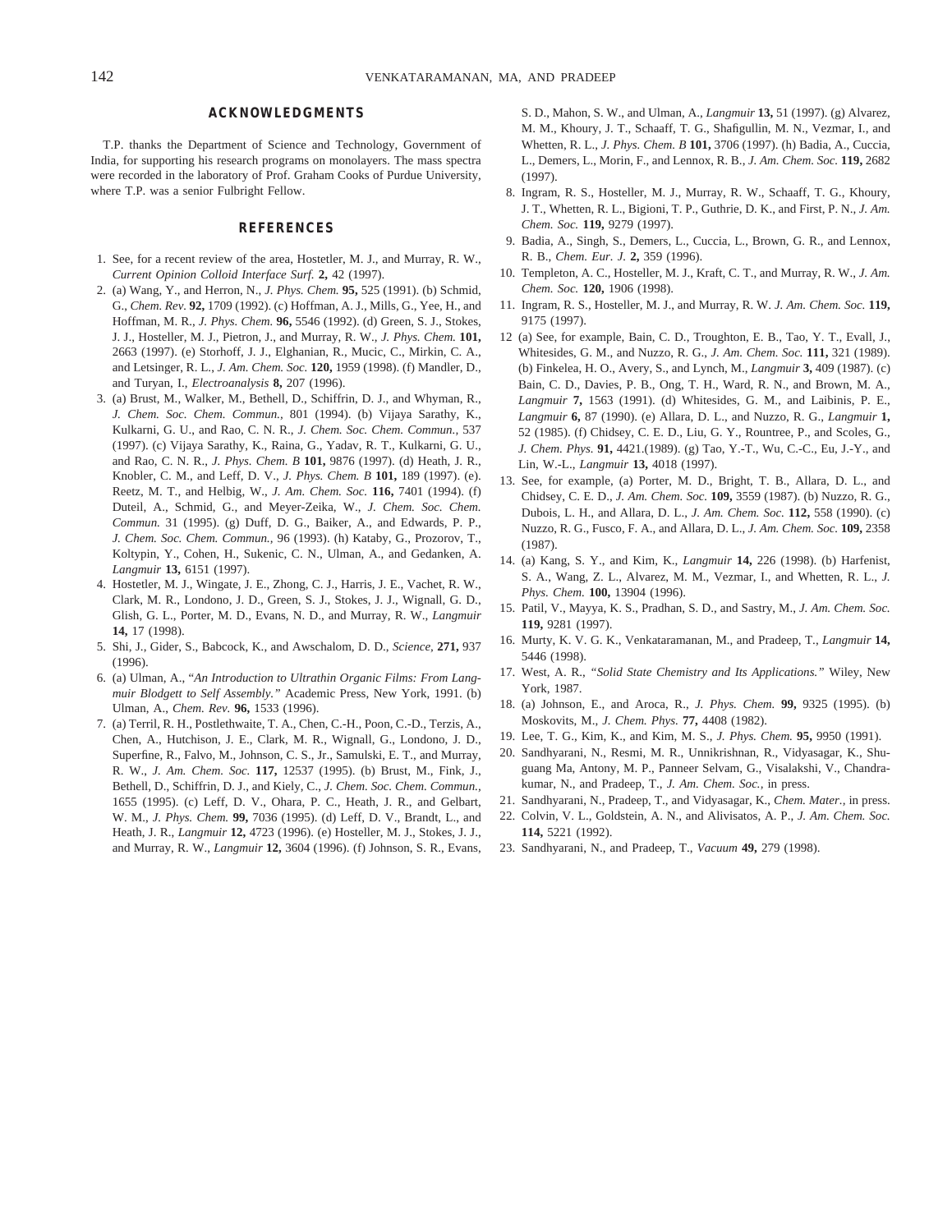## ACKNOWLEDGMENTS

T.P. thanks the Department of Science and Technology, Government of India, for supporting his research programs on monolayers. The mass spectra were recorded in the laboratory of Prof. Graham Cooks of Purdue University, where T.P. was a senior Fulbright Fellow.

## REFERENCES

1. See, for a recent review of the area, Hostetler, M. J., and Murray, R. W., *Current Opinion Colloid Interface Surf.* **2,** 42 (1997).
2. (a) Wang, Y., and Herron, N., *J. Phys. Chem.* **95,** 525 (1991). (b) Schmid, G., *Chem. Rev.* **92,** 1709 (1992). (c) Hoffman, A. J., Mills, G., Yee, H., and Hoffman, M. R., *J. Phys. Chem.* **96,** 5546 (1992). (d) Green, S. J., Stokes, J. J., Hosteller, M. J., Pietron, J., and Murray, R. W., *J. Phys. Chem.* **101,** 2663 (1997). (e) Storhoff, J. J., Elghanian, R., Mucic, C., Mirkin, C. A., and Letsinger, R. L., *J. Am. Chem. Soc.* **120,** 1959 (1998). (f) Mandler, D., and Turyan, I., *Electroanalysis* **8,** 207 (1996).
3. (a) Brust, M., Walker, M., Bethell, D., Schiffrin, D. J., and Whyman, R., *J. Chem. Soc. Chem. Commun.,* 801 (1994). (b) Vijaya Sarathy, K., Kulkarni, G. U., and Rao, C. N. R., *J. Chem. Soc. Chem. Commun.,* 537 (1997). (c) Vijaya Sarathy, K., Raina, G., Yadav, R. T., Kulkarni, G. U., and Rao, C. N. R., *J. Phys. Chem. B* **101,** 9876 (1997). (d) Heath, J. R., Knobler, C. M., and Leff, D. V., *J. Phys. Chem. B* **101,** 189 (1997). (e). Reetz, M. T., and Helbig, W., *J. Am. Chem. Soc.* **116,** 7401 (1994). (f) Duteil, A., Schmid, G., and Meyer-Zeika, W., *J. Chem. Soc. Chem. Commun.* 31 (1995). (g) Duff, D. G., Baiker, A., and Edwards, P. P., *J. Chem. Soc. Chem. Commun.,* 96 (1993). (h) Kataby, G., Prozorov, T., Koltypin, Y., Cohen, H., Sukenic, C. N., Ulman, A., and Gedanken, A. *Langmuir* **13,** 6151 (1997).
4. Hostetler, M. J., Wingate, J. E., Zhong, C. J., Harris, J. E., Vachet, R. W., Clark, M. R., Londono, J. D., Green, S. J., Stokes, J. J., Wignall, G. D., Glish, G. L., Porter, M. D., Evans, N. D., and Murray, R. W., *Langmuir* **14,** 17 (1998).
5. Shi, J., Gider, S., Babcock, K., and Awschalom, D. D., *Science,* **271,** 937 (1996).
6. (a) Ulman, A., "*An Introduction to Ultrathin Organic Films: From Langmuir Blodgett to Self Assembly.*" Academic Press, New York, 1991. (b) Ulman, A., *Chem. Rev.* **96,** 1533 (1996).
7. (a) Terril, R. H., Postlethwaite, T. A., Chen, C.-H., Poon, C.-D., Terzis, A., Chen, A., Hutchison, J. E., Clark, M. R., Wignall, G., Londono, J. D., Superfine, R., Falvo, M., Johnson, C. S., Jr., Samulski, E. T., and Murray, R. W., *J. Am. Chem. Soc.* **117,** 12537 (1995). (b) Brust, M., Fink, J., Bethell, D., Schiffrin, D. J., and Kiely, C., *J. Chem. Soc. Chem. Commun.,* 1655 (1995). (c) Leff, D. V., Ohara, P. C., Heath, J. R., and Gelbart, W. M., *J. Phys. Chem.* **99,** 7036 (1995). (d) Leff, D. V., Brandt, L., and Heath, J. R., *Langmuir* **12,** 4723 (1996). (e) Hosteller, M. J., Stokes, J. J., and Murray, R. W., *Langmuir* **12,** 3604 (1996). (f) Johnson, S. R., Evans, S. D., Mahon, S. W., and Ulman, A., *Langmuir* **13,** 51 (1997). (g) Alvarez, M. M., Khoury, J. T., Schaaff, T. G., Shafigullin, M. N., Vezmar, I., and Whetten, R. L., *J. Phys. Chem. B* **101,** 3706 (1997). (h) Badia, A., Cuccia, L., Demers, L., Morin, F., and Lennox, R. B., *J. Am. Chem. Soc.* **119,** 2682 (1997).
8. Ingram, R. S., Hosteller, M. J., Murray, R. W., Schaaff, T. G., Khoury, J. T., Whetten, R. L., Bigioni, T. P., Guthrie, D. K., and First, P. N., *J. Am. Chem. Soc.* **119,** 9279 (1997).
9. Badia, A., Singh, S., Demers, L., Cuccia, L., Brown, G. R., and Lennox, R. B., *Chem. Eur. J.* **2,** 359 (1996).
10. Templeton, A. C., Hosteller, M. J., Kraft, C. T., and Murray, R. W., *J. Am. Chem. Soc.* **120,** 1906 (1998).
11. Ingram, R. S., Hosteller, M. J., and Murray, R. W. *J. Am. Chem. Soc.* **119,** 9175 (1997).
12. (a) See, for example, Bain, C. D., Troughton, E. B., Tao, Y. T., Evall, J., Whitesides, G. M., and Nuzzo, R. G., *J. Am. Chem. Soc.* **111,** 321 (1989). (b) Finkelea, H. O., Avery, S., and Lynch, M., *Langmuir* **3,** 409 (1987). (c) Bain, C. D., Davies, P. B., Ong, T. H., Ward, R. N., and Brown, M. A., *Langmuir* **7,** 1563 (1991). (d) Whitesides, G. M., and Laibinis, P. E., *Langmuir* **6,** 87 (1990). (e) Allara, D. L., and Nuzzo, R. G., *Langmuir* **1,** 52 (1985). (f) Chidsey, C. E. D., Liu, G. Y., Rountree, P., and Scoles, G., *J. Chem. Phys.* **91,** 4421.(1989). (g) Tao, Y.-T., Wu, C.-C., Eu, J.-Y., and Lin, W.-L., *Langmuir* **13,** 4018 (1997).
13. See, for example, (a) Porter, M. D., Bright, T. B., Allara, D. L., and Chidsey, C. E. D., *J. Am. Chem. Soc.* **109,** 3559 (1987). (b) Nuzzo, R. G., Dubois, L. H., and Allara, D. L., *J. Am. Chem. Soc.* **112,** 558 (1990). (c) Nuzzo, R. G., Fusco, F. A., and Allara, D. L., *J. Am. Chem. Soc.* **109,** 2358 (1987).
14. (a) Kang, S. Y., and Kim, K., *Langmuir* **14,** 226 (1998). (b) Harfenist, S. A., Wang, Z. L., Alvarez, M. M., Vezmar, I., and Whetten, R. L., *J. Phys. Chem.* **100,** 13904 (1996).
15. Patil, V., Mayya, K. S., Pradhan, S. D., and Sastry, M., *J. Am. Chem. Soc.* **119,** 9281 (1997).
16. Murty, K. V. G. K., Venkataramanan, M., and Pradeep, T., *Langmuir* **14,** 5446 (1998).
17. West, A. R., *"Solid State Chemistry and Its Applications."* Wiley, New York, 1987.
18. (a) Johnson, E., and Aroca, R., *J. Phys. Chem.* **99,** 9325 (1995). (b) Moskovits, M., *J. Chem. Phys.* **77,** 4408 (1982).
19. Lee, T. G., Kim, K., and Kim, M. S., *J. Phys. Chem.* **95,** 9950 (1991).
20. Sandhyarani, N., Resmi, M. R., Unnikrishnan, R., Vidyasagar, K., Shuguang Ma, Antony, M. P., Panneer Selvam, G., Visalakshi, V., Chandrakumar, N., and Pradeep, T., *J. Am. Chem. Soc.,* in press.
21. Sandhyarani, N., Pradeep, T., and Vidyasagar, K., *Chem. Mater.,* in press.
22. Colvin, V. L., Goldstein, A. N., and Alivisatos, A. P., *J. Am. Chem. Soc.* **114,** 5221 (1992).
23. Sandhyarani, N., and Pradeep, T., *Vacuum* **49,** 279 (1998).